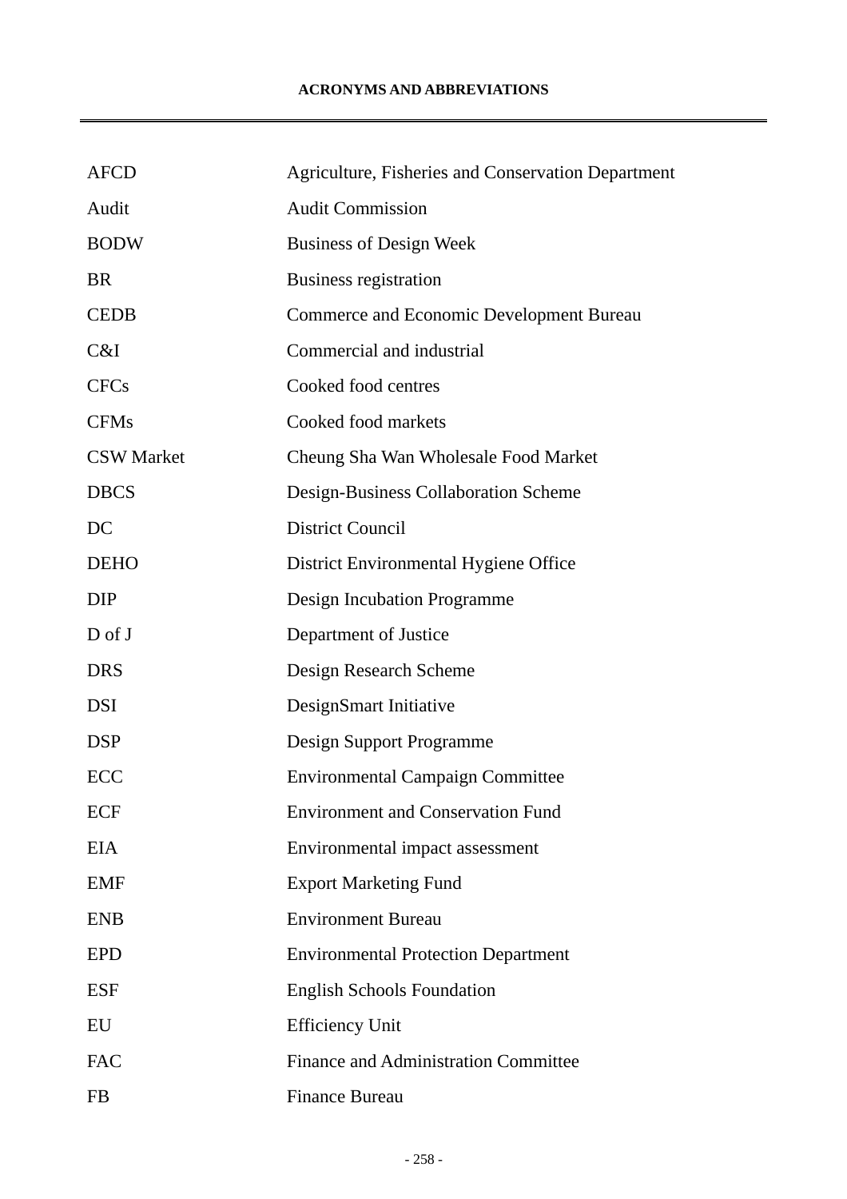# ACRONYMS AND ABBREVIATIONS

| | |
|---|---|
| AFCD | Agriculture, Fisheries and Conservation Department |
| Audit | Audit Commission |
| BODW | Business of Design Week |
| BR | Business registration |
| CEDB | Commerce and Economic Development Bureau |
| C&I | Commercial and industrial |
| CFCs | Cooked food centres |
| CFMs | Cooked food markets |
| CSW Market | Cheung Sha Wan Wholesale Food Market |
| DBCS | Design-Business Collaboration Scheme |
| DC | District Council |
| DEHO | District Environmental Hygiene Office |
| DIP | Design Incubation Programme |
| D of J | Department of Justice |
| DRS | Design Research Scheme |
| DSI | DesignSmart Initiative |
| DSP | Design Support Programme |
| ECC | Environmental Campaign Committee |
| ECF | Environment and Conservation Fund |
| EIA | Environmental impact assessment |
| EMF | Export Marketing Fund |
| ENB | Environment Bureau |
| EPD | Environmental Protection Department |
| ESF | English Schools Foundation |
| EU | Efficiency Unit |
| FAC | Finance and Administration Committee |
| FB | Finance Bureau |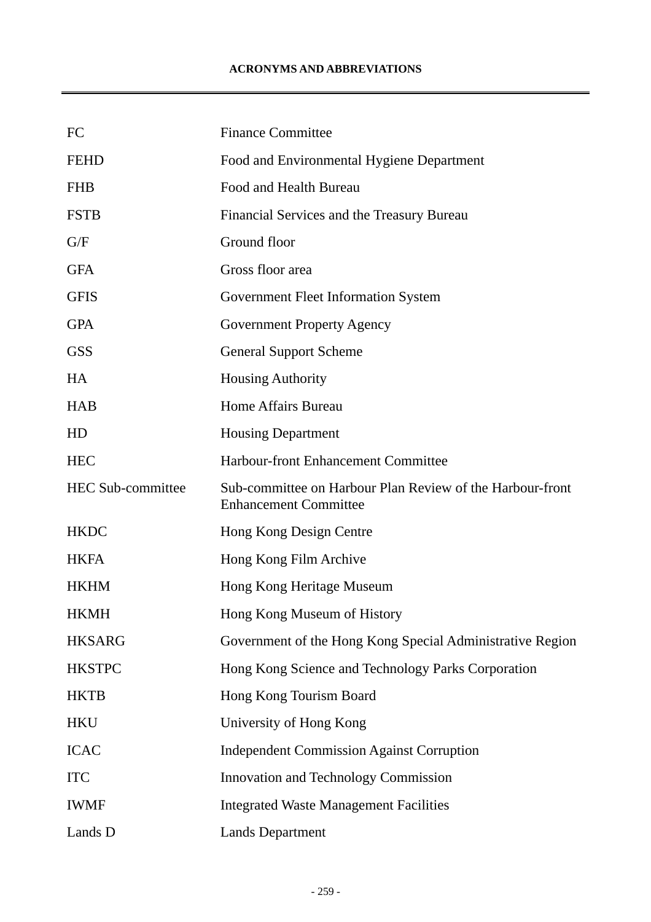**ACRONYMS AND ABBREVIATIONS**

| | |
|---|---|
| FC | Finance Committee |
| FEHD | Food and Environmental Hygiene Department |
| FHB | Food and Health Bureau |
| FSTB | Financial Services and the Treasury Bureau |
| G/F | Ground floor |
| GFA | Gross floor area |
| GFIS | Government Fleet Information System |
| GPA | Government Property Agency |
| GSS | General Support Scheme |
| HA | Housing Authority |
| HAB | Home Affairs Bureau |
| HD | Housing Department |
| HEC | Harbour-front Enhancement Committee |
| HEC Sub-committee | Sub-committee on Harbour Plan Review of the Harbour-front Enhancement Committee |
| HKDC | Hong Kong Design Centre |
| HKFA | Hong Kong Film Archive |
| HKHM | Hong Kong Heritage Museum |
| HKMH | Hong Kong Museum of History |
| HKSARG | Government of the Hong Kong Special Administrative Region |
| HKSTPC | Hong Kong Science and Technology Parks Corporation |
| HKTB | Hong Kong Tourism Board |
| HKU | University of Hong Kong |
| ICAC | Independent Commission Against Corruption |
| ITC | Innovation and Technology Commission |
| IWMF | Integrated Waste Management Facilities |
| Lands D | Lands Department |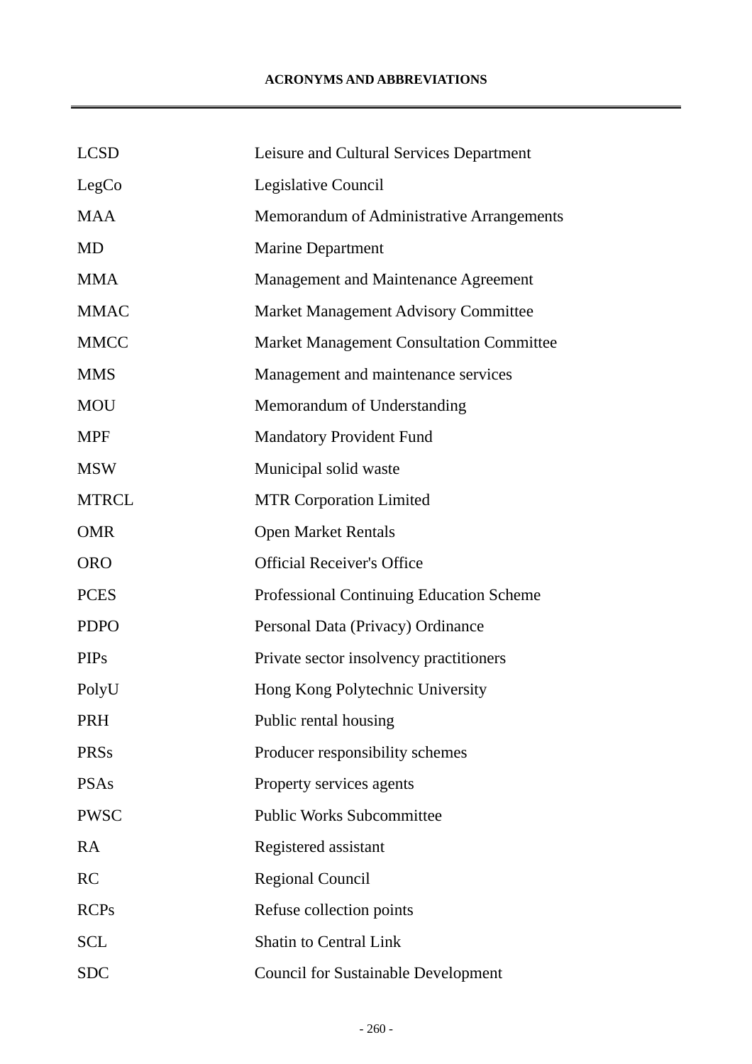**ACRONYMS AND ABBREVIATIONS**

| | |
|---|---|
| LCSD | Leisure and Cultural Services Department |
| LegCo | Legislative Council |
| MAA | Memorandum of Administrative Arrangements |
| MD | Marine Department |
| MMA | Management and Maintenance Agreement |
| MMAC | Market Management Advisory Committee |
| MMCC | Market Management Consultation Committee |
| MMS | Management and maintenance services |
| MOU | Memorandum of Understanding |
| MPF | Mandatory Provident Fund |
| MSW | Municipal solid waste |
| MTRCL | MTR Corporation Limited |
| OMR | Open Market Rentals |
| ORO | Official Receiver's Office |
| PCES | Professional Continuing Education Scheme |
| PDPO | Personal Data (Privacy) Ordinance |
| PIPs | Private sector insolvency practitioners |
| PolyU | Hong Kong Polytechnic University |
| PRH | Public rental housing |
| PRSs | Producer responsibility schemes |
| PSAs | Property services agents |
| PWSC | Public Works Subcommittee |
| RA | Registered assistant |
| RC | Regional Council |
| RCPs | Refuse collection points |
| SCL | Shatin to Central Link |
| SDC | Council for Sustainable Development |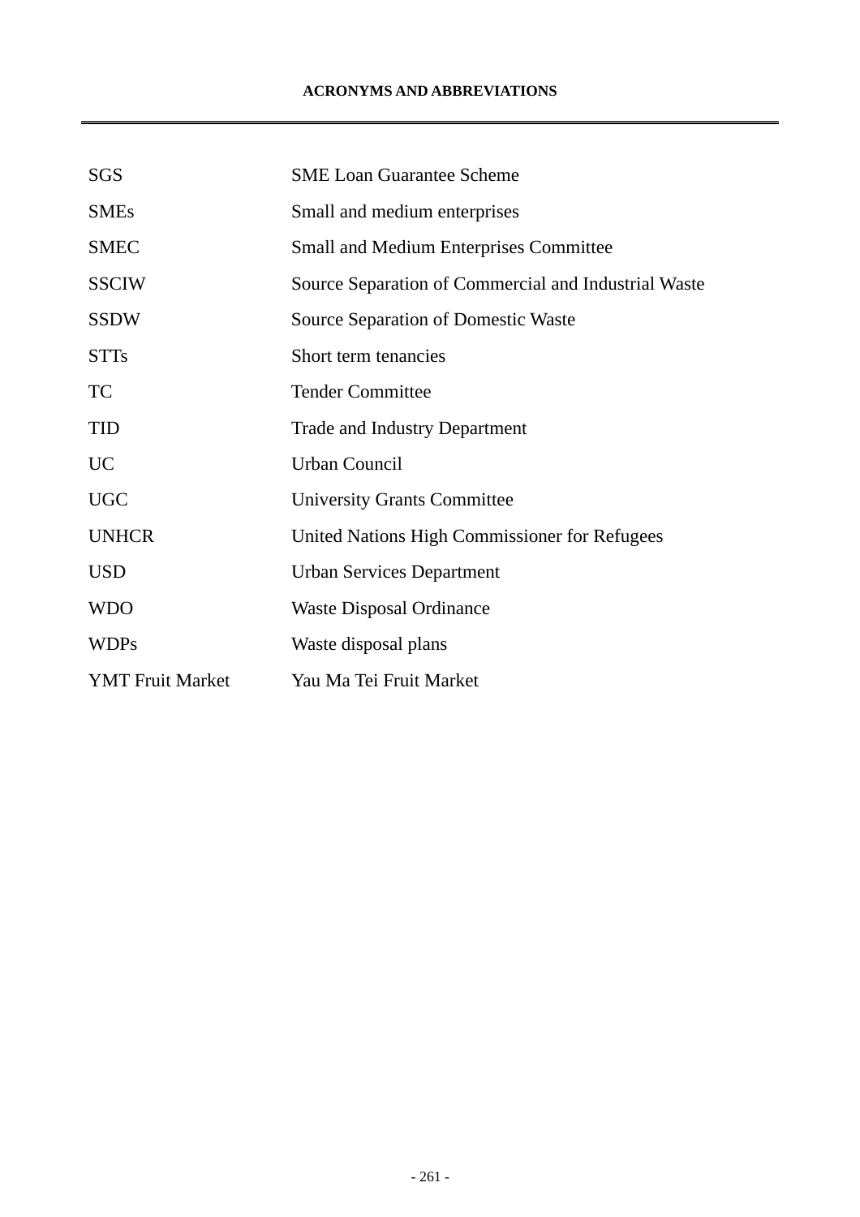# ACRONYMS AND ABBREVIATIONS

| | |
|---|---|
| SGS | SME Loan Guarantee Scheme |
| SMEs | Small and medium enterprises |
| SMEC | Small and Medium Enterprises Committee |
| SSCIW | Source Separation of Commercial and Industrial Waste |
| SSDW | Source Separation of Domestic Waste |
| STTs | Short term tenancies |
| TC | Tender Committee |
| TID | Trade and Industry Department |
| UC | Urban Council |
| UGC | University Grants Committee |
| UNHCR | United Nations High Commissioner for Refugees |
| USD | Urban Services Department |
| WDO | Waste Disposal Ordinance |
| WDPs | Waste disposal plans |
| YMT Fruit Market | Yau Ma Tei Fruit Market |